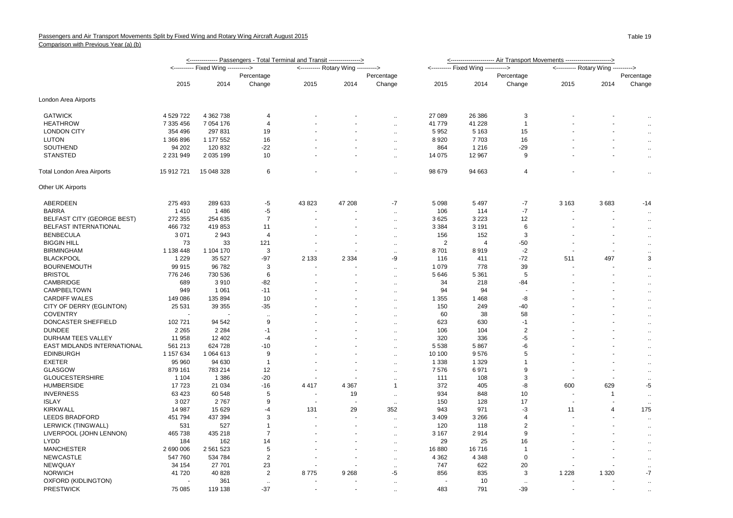## Passengers and Air Transport Movements Split by Fixed Wing and Rotary Wing Aircraft August 2015

Comparison with Previous Year (a) (b)

Table 19

| | Passengers - Total Terminal and Transit | | | | | | Air Transport Movements | | | | | |
|---|---|---|---|---|---|---|---|---|---|---|---|---|
| | Fixed Wing | | | Rotary Wing | | | Fixed Wing | | | Rotary Wing | | |
| | 2015 | 2014 | Percentage Change | 2015 | 2014 | Percentage Change | 2015 | 2014 | Percentage Change | 2015 | 2014 | Percentage Change |
| **London Area Airports** | | | | | | | | | | | | |
| GATWICK | 4 529 722 | 4 362 738 | 4 | - | - | .. | 27 089 | 26 386 | 3 | - | - | .. |
| HEATHROW | 7 335 456 | 7 054 176 | 4 | - | - | .. | 41 779 | 41 228 | 1 | - | - | .. |
| LONDON CITY | 354 496 | 297 831 | 19 | - | - | .. | 5 952 | 5 163 | 15 | - | - | .. |
| LUTON | 1 366 896 | 1 177 552 | 16 | - | - | .. | 8 920 | 7 703 | 16 | - | - | .. |
| SOUTHEND | 94 202 | 120 832 | -22 | - | - | .. | 864 | 1 216 | -29 | - | - | .. |
| STANSTED | 2 231 949 | 2 035 199 | 10 | - | - | .. | 14 075 | 12 967 | 9 | - | - | .. |
| Total London Area Airports | 15 912 721 | 15 048 328 | 6 | - | - | .. | 98 679 | 94 663 | 4 | - | - | .. |
| **Other UK Airports** | | | | | | | | | | | | |
| ABERDEEN | 275 493 | 289 633 | -5 | 43 823 | 47 208 | -7 | 5 098 | 5 497 | -7 | 3 163 | 3 683 | -14 |
| BARRA | 1 410 | 1 486 | -5 | - | - | .. | 106 | 114 | -7 | - | - | .. |
| BELFAST CITY (GEORGE BEST) | 272 355 | 254 635 | 7 | - | - | .. | 3 625 | 3 223 | 12 | - | - | .. |
| BELFAST INTERNATIONAL | 466 732 | 419 853 | 11 | - | - | .. | 3 384 | 3 191 | 6 | - | - | .. |
| BENBECULA | 3 071 | 2 943 | 4 | - | - | .. | 156 | 152 | 3 | - | - | .. |
| BIGGIN HILL | 73 | 33 | 121 | - | - | .. | 2 | 4 | -50 | - | - | .. |
| BIRMINGHAM | 1 138 448 | 1 104 170 | 3 | - | - | .. | 8 701 | 8 919 | -2 | - | - | .. |
| BLACKPOOL | 1 229 | 35 527 | -97 | 2 133 | 2 334 | -9 | 116 | 411 | -72 | 511 | 497 | 3 |
| BOURNEMOUTH | 99 915 | 96 782 | 3 | - | - | .. | 1 079 | 778 | 39 | - | - | .. |
| BRISTOL | 776 246 | 730 536 | 6 | - | - | .. | 5 646 | 5 361 | 5 | - | - | .. |
| CAMBRIDGE | 689 | 3 910 | -82 | - | - | .. | 34 | 218 | -84 | - | - | .. |
| CAMPBELTOWN | 949 | 1 061 | -11 | - | - | .. | 94 | 94 | - | - | - | .. |
| CARDIFF WALES | 149 086 | 135 894 | 10 | - | - | .. | 1 355 | 1 468 | -8 | - | - | .. |
| CITY OF DERRY (EGLINTON) | 25 531 | 39 355 | -35 | - | - | .. | 150 | 249 | -40 | - | - | .. |
| COVENTRY | - | - | .. | - | - | .. | 60 | 38 | 58 | - | - | .. |
| DONCASTER SHEFFIELD | 102 721 | 94 542 | 9 | - | - | .. | 623 | 630 | -1 | - | - | .. |
| DUNDEE | 2 265 | 2 284 | -1 | - | - | .. | 106 | 104 | 2 | - | - | .. |
| DURHAM TEES VALLEY | 11 958 | 12 402 | -4 | - | - | .. | 320 | 336 | -5 | - | - | .. |
| EAST MIDLANDS INTERNATIONAL | 561 213 | 624 728 | -10 | - | - | .. | 5 538 | 5 867 | -6 | - | - | .. |
| EDINBURGH | 1 157 634 | 1 064 613 | 9 | - | - | .. | 10 100 | 9 576 | 5 | - | - | .. |
| EXETER | 95 960 | 94 630 | 1 | - | - | .. | 1 338 | 1 329 | 1 | - | - | .. |
| GLASGOW | 879 161 | 783 214 | 12 | - | - | .. | 7 576 | 6 971 | 9 | - | - | .. |
| GLOUCESTERSHIRE | 1 104 | 1 386 | -20 | - | - | .. | 111 | 108 | 3 | - | - | .. |
| HUMBERSIDE | 17 723 | 21 034 | -16 | 4 417 | 4 367 | 1 | 372 | 405 | -8 | 600 | 629 | -5 |
| INVERNESS | 63 423 | 60 548 | 5 | - | 19 | .. | 934 | 848 | 10 | - | 1 | .. |
| ISLAY | 3 027 | 2 767 | 9 | - | - | .. | 150 | 128 | 17 | - | - | .. |
| KIRKWALL | 14 987 | 15 629 | -4 | 131 | 29 | 352 | 943 | 971 | -3 | 11 | 4 | 175 |
| LEEDS BRADFORD | 451 794 | 437 394 | 3 | - | - | .. | 3 409 | 3 266 | 4 | - | - | .. |
| LERWICK (TINGWALL) | 531 | 527 | 1 | - | - | .. | 120 | 118 | 2 | - | - | .. |
| LIVERPOOL (JOHN LENNON) | 465 738 | 435 218 | 7 | - | - | .. | 3 167 | 2 914 | 9 | - | - | .. |
| LYDD | 184 | 162 | 14 | - | - | .. | 29 | 25 | 16 | - | - | .. |
| MANCHESTER | 2 690 006 | 2 561 523 | 5 | - | - | .. | 16 880 | 16 716 | 1 | - | - | .. |
| NEWCASTLE | 547 760 | 534 784 | 2 | - | - | .. | 4 362 | 4 348 | 0 | - | - | .. |
| NEWQUAY | 34 154 | 27 701 | 23 | - | - | .. | 747 | 622 | 20 | - | - | .. |
| NORWICH | 41 720 | 40 828 | 2 | 8 775 | 9 268 | -5 | 856 | 835 | 3 | 1 228 | 1 320 | -7 |
| OXFORD (KIDLINGTON) | - | 361 | .. | - | - | .. | - | 10 | .. | - | - | .. |
| PRESTWICK | 75 085 | 119 138 | -37 | - | - | .. | 483 | 791 | -39 | - | - | .. |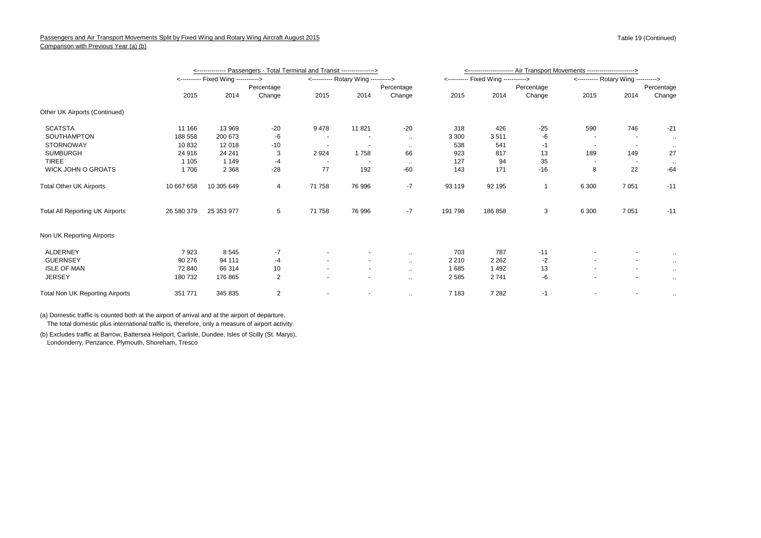Passengers and Air Transport Movements Split by Fixed Wing and Rotary Wing Aircraft August 2015

Comparison with Previous Year (a) (b)

Table 19 (Continued)

| | Passengers - Total Terminal and Transit | | | | | | Air Transport Movements | | | | | |
|---|---|---|---|---|---|---|---|---|---|---|---|---|
| | Fixed Wing | | | Rotary Wing | | | Fixed Wing | | | Rotary Wing | | |
| | 2015 | 2014 | Percentage Change | 2015 | 2014 | Percentage Change | 2015 | 2014 | Percentage Change | 2015 | 2014 | Percentage Change |
| Other UK Airports (Continued) | | | | | | | | | | | | |
| SCATSTA | 11 166 | 13 969 | -20 | 9 478 | 11 821 | -20 | 318 | 426 | -25 | 590 | 746 | -21 |
| SOUTHAMPTON | 188 558 | 200 673 | -6 | - | - | .. | 3 300 | 3 511 | -6 | - | - | .. |
| STORNOWAY | 10 832 | 12 018 | -10 | - | - | .. | 538 | 541 | -1 | - | - | .. |
| SUMBURGH | 24 916 | 24 241 | 3 | 2 924 | 1 758 | 66 | 923 | 817 | 13 | 189 | 149 | 27 |
| TIREE | 1 105 | 1 149 | -4 | - | - | .. | 127 | 94 | 35 | - | - | .. |
| WICK JOHN O GROATS | 1 706 | 2 368 | -28 | 77 | 192 | -60 | 143 | 171 | -16 | 8 | 22 | -64 |
| Total Other UK Airports | 10 667 658 | 10 305 649 | 4 | 71 758 | 76 996 | -7 | 93 119 | 92 195 | 1 | 6 300 | 7 051 | -11 |
| Total All Reporting UK Airports | 26 580 379 | 25 353 977 | 5 | 71 758 | 76 996 | -7 | 191 798 | 186 858 | 3 | 6 300 | 7 051 | -11 |
| Non UK Reporting Airports | | | | | | | | | | | | |
| ALDERNEY | 7 923 | 8 545 | -7 | - | - | .. | 703 | 787 | -11 | - | - | .. |
| GUERNSEY | 90 276 | 94 111 | -4 | - | - | .. | 2 210 | 2 262 | -2 | - | - | .. |
| ISLE OF MAN | 72 840 | 66 314 | 10 | - | - | .. | 1 685 | 1 492 | 13 | - | - | .. |
| JERSEY | 180 732 | 176 865 | 2 | - | - | .. | 2 585 | 2 741 | -6 | - | - | .. |
| Total Non UK Reporting Airports | 351 771 | 345 835 | 2 | - | - | .. | 7 183 | 7 282 | -1 | - | - | .. |

(a) Domestic traffic is counted both at the airport of arrival and at the airport of departure.
The total domestic plus international traffic is, therefore, only a measure of airport activity.

(b) Excludes traffic at Barrow, Battersea Heliport, Carlisle, Dundee, Isles of Scilly (St. Marys),
Londonderry, Penzance, Plymouth, Shoreham, Tresco